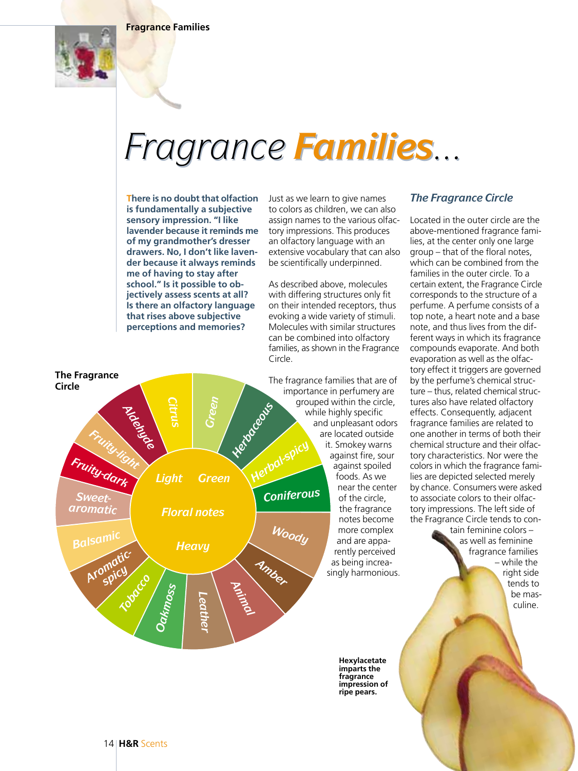# Fragrance *Families*...

**There is no doubt that olfaction is fundamentally a subjective sensory impression. "I like lavender because it reminds me of my grandmother's dresser drawers. No, I don't like lavender because it always reminds me of having to stay after school." Is it possible to objectively assess scents at all? Is there an olfactory language that rises above subjective perceptions and memories?**

Just as we learn to give names to colors as children, we can also assign names to the various olfactory impressions. This produces an olfactory language with an extensive vocabulary that can also be scientifically underpinned.

As described above, molecules with differing structures only fit on their intended receptors, thus evoking a wide variety of stimuli. Molecules with similar structures can be combined into olfactory families, as shown in the Fragrance Circle.

The fragrance families that are of importance in perfumery are grouped within the circle, while highly specific and unpleasant odors are located outside it. Smokey warns against fire, sour against spoiled foods. As we near the center of the circle, the fragrance notes become more complex and are apparently perceived as being increasingly harmonious.

**The Fragrance Circle**

Citrus, Green, Herbaceous, Herbal-spicy, Coniferous, Woody, Amber, Animal, Leather, Oakmoss, Tobacco, Aromatic-spicy, Balsamic, Sweet-aromatic, Fruity-dark, Fruity-light, Aldehyde

Floral notes: Light, Green, Heavy

## *The Fragrance Circle*

Located in the outer circle are the above-mentioned fragrance families, at the center only one large group – that of the floral notes, which can be combined from the families in the outer circle. To a certain extent, the Fragrance Circle corresponds to the structure of a perfume. A perfume consists of a top note, a heart note and a base note, and thus lives from the different ways in which its fragrance compounds evaporate. And both evaporation as well as the olfactory effect it triggers are governed by the perfume's chemical structure – thus, related chemical structures also have related olfactory effects. Consequently, adjacent fragrance families are related to one another in terms of both their chemical structure and their olfactory characteristics. Nor were the colors in which the fragrance families are depicted selected merely by chance. Consumers were asked to associate colors to their olfactory impressions. The left side of the Fragrance Circle tends to contain feminine colors – as well as feminine fragrance families – while the right side tends to be masculine.

**Hexylacetate imparts the fragrance impression of ripe pears.**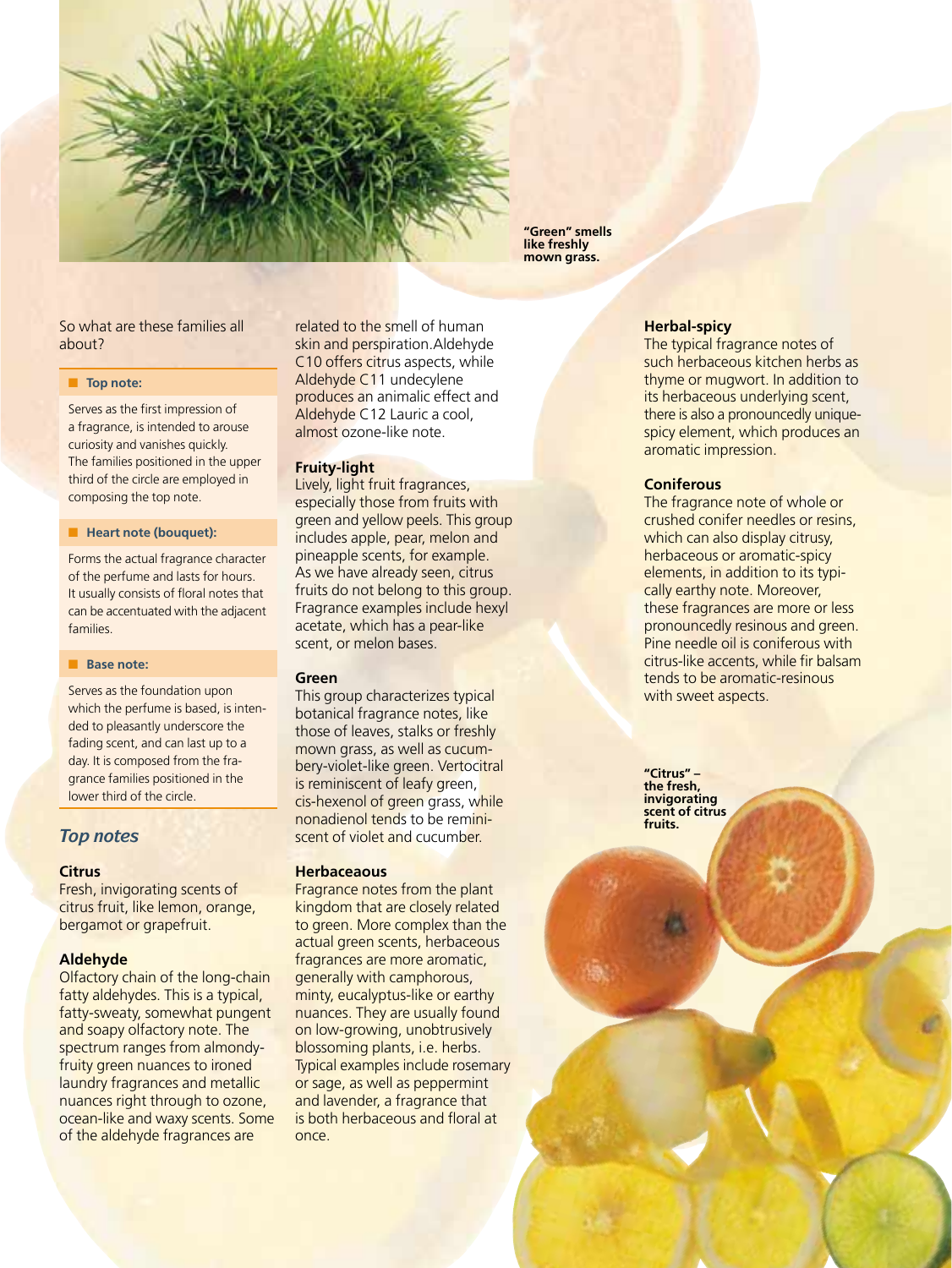"Green" smells like freshly mown grass.

So what are these families all about?

**Top note:**

Serves as the first impression of a fragrance, is intended to arouse curiosity and vanishes quickly. The families positioned in the upper third of the circle are employed in composing the top note.

**Heart note (bouquet):**

Forms the actual fragrance character of the perfume and lasts for hours. It usually consists of floral notes that can be accentuated with the adjacent families.

**Base note:**

Serves as the foundation upon which the perfume is based, is intended to pleasantly underscore the fading scent, and can last up to a day. It is composed from the fragrance families positioned in the lower third of the circle.

## *Top notes*

### Citrus

Fresh, invigorating scents of citrus fruit, like lemon, orange, bergamot or grapefruit.

### Aldehyde

Olfactory chain of the long-chain fatty aldehydes. This is a typical, fatty-sweaty, somewhat pungent and soapy olfactory note. The spectrum ranges from almondy-fruity green nuances to ironed laundry fragrances and metallic nuances right through to ozone, ocean-like and waxy scents. Some of the aldehyde fragrances are related to the smell of human skin and perspiration. Aldehyde C10 offers citrus aspects, while Aldehyde C11 undecylene produces an animalic effect and Aldehyde C12 Lauric a cool, almost ozone-like note.

### Fruity-light

Lively, light fruit fragrances, especially those from fruits with green and yellow peels. This group includes apple, pear, melon and pineapple scents, for example. As we have already seen, citrus fruits do not belong to this group. Fragrance examples include hexyl acetate, which has a pear-like scent, or melon bases.

### Green

This group characterizes typical botanical fragrance notes, like those of leaves, stalks or freshly mown grass, as well as cucumbery-violet-like green. Vertocitral is reminiscent of leafy green, cis-hexenol of green grass, while nonadienol tends to be reminiscent of violet and cucumber.

### Herbaceaous

Fragrance notes from the plant kingdom that are closely related to green. More complex than the actual green scents, herbaceous fragrances are more aromatic, generally with camphorous, minty, eucalyptus-like or earthy nuances. They are usually found on low-growing, unobtrusively blossoming plants, i.e. herbs. Typical examples include rosemary or sage, as well as peppermint and lavender, a fragrance that is both herbaceous and floral at once.

### Herbal-spicy

The typical fragrance notes of such herbaceous kitchen herbs as thyme or mugwort. In addition to its herbaceous underlying scent, there is also a pronouncedly unique-spicy element, which produces an aromatic impression.

### Coniferous

The fragrance note of whole or crushed conifer needles or resins, which can also display citrusy, herbaceous or aromatic-spicy elements, in addition to its typically earthy note. Moreover, these fragrances are more or less pronouncedly resinous and green. Pine needle oil is coniferous with citrus-like accents, while fir balsam tends to be aromatic-resinous with sweet aspects.

"Citrus" – the fresh, invigorating scent of citrus fruits.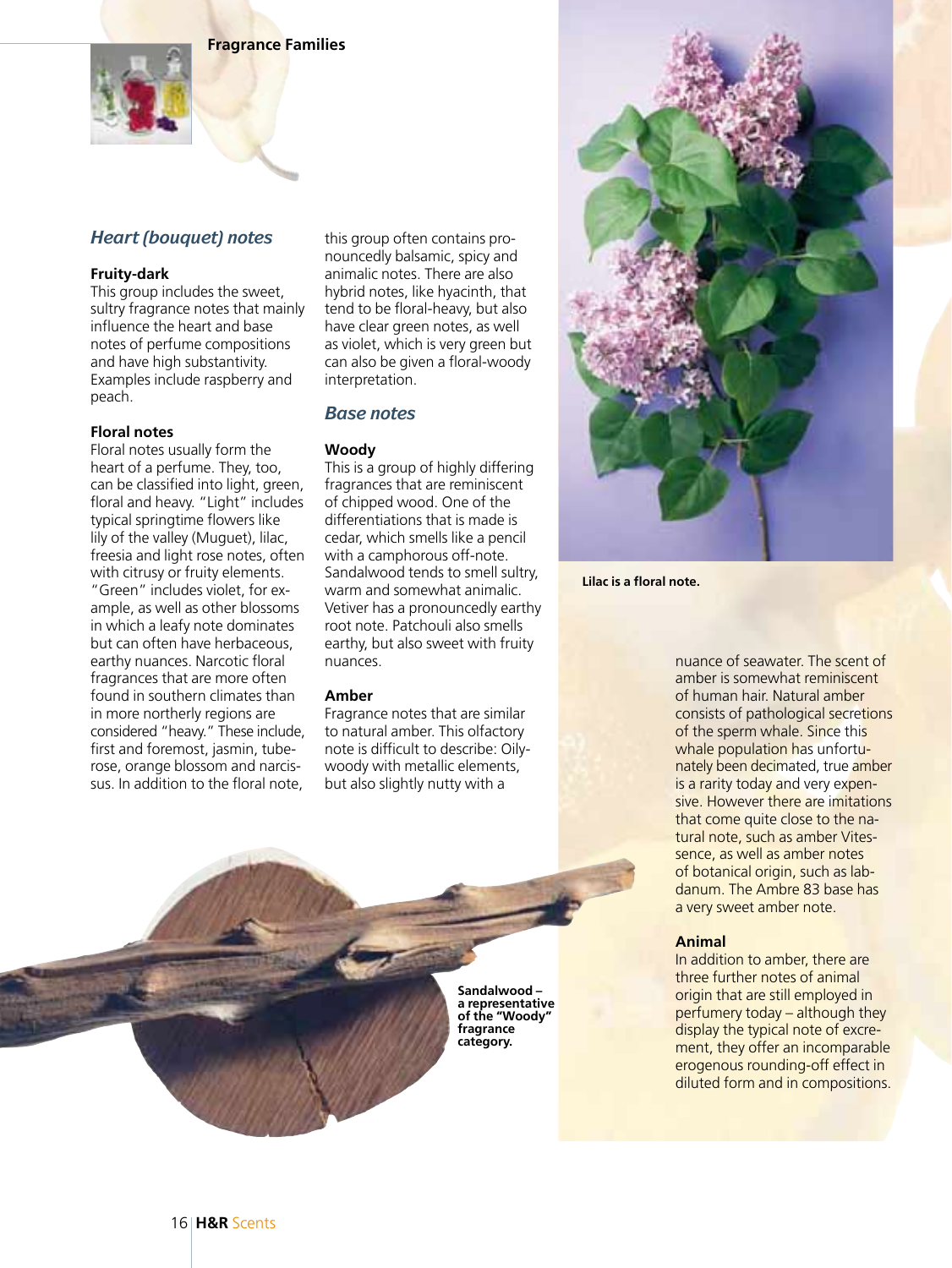## Heart (bouquet) notes

### Fruity-dark

This group includes the sweet, sultry fragrance notes that mainly influence the heart and base notes of perfume compositions and have high substantivity. Examples include raspberry and peach.

### Floral notes

Floral notes usually form the heart of a perfume. They, too, can be classified into light, green, floral and heavy. "Light" includes typical springtime flowers like lily of the valley (Muguet), lilac, freesia and light rose notes, often with citrusy or fruity elements. "Green" includes violet, for example, as well as other blossoms in which a leafy note dominates but can often have herbaceous, earthy nuances. Narcotic floral fragrances that are more often found in southern climates than in more northerly regions are considered "heavy." These include, first and foremost, jasmin, tuberose, orange blossom and narcissus. In addition to the floral note, this group often contains pronouncedly balsamic, spicy and animalic notes. There are also hybrid notes, like hyacinth, that tend to be floral-heavy, but also have clear green notes, as well as violet, which is very green but can also be given a floral-woody interpretation.

## Base notes

### Woody

This is a group of highly differing fragrances that are reminiscent of chipped wood. One of the differentiations that is made is cedar, which smells like a pencil with a camphorous off-note. Sandalwood tends to smell sultry, warm and somewhat animalic. Vetiver has a pronouncedly earthy root note. Patchouli also smells earthy, but also sweet with fruity nuances.

### Amber

Fragrance notes that are similar to natural amber. This olfactory note is difficult to describe: Oily-woody with metallic elements, but also slightly nutty with a nuance of seawater. The scent of amber is somewhat reminiscent of human hair. Natural amber consists of pathological secretions of the sperm whale. Since this whale population has unfortunately been decimated, true amber is a rarity today and very expensive. However there are imitations that come quite close to the natural note, such as amber Vitessence, as well as amber notes of botanical origin, such as labdanum. The Ambre 83 base has a very sweet amber note.

### Animal

In addition to amber, there are three further notes of animal origin that are still employed in perfumery today – although they display the typical note of excrement, they offer an incomparable erogenous rounding-off effect in diluted form and in compositions.

**Lilac is a floral note.**

**Sandalwood – a representative of the "Woody" fragrance category.**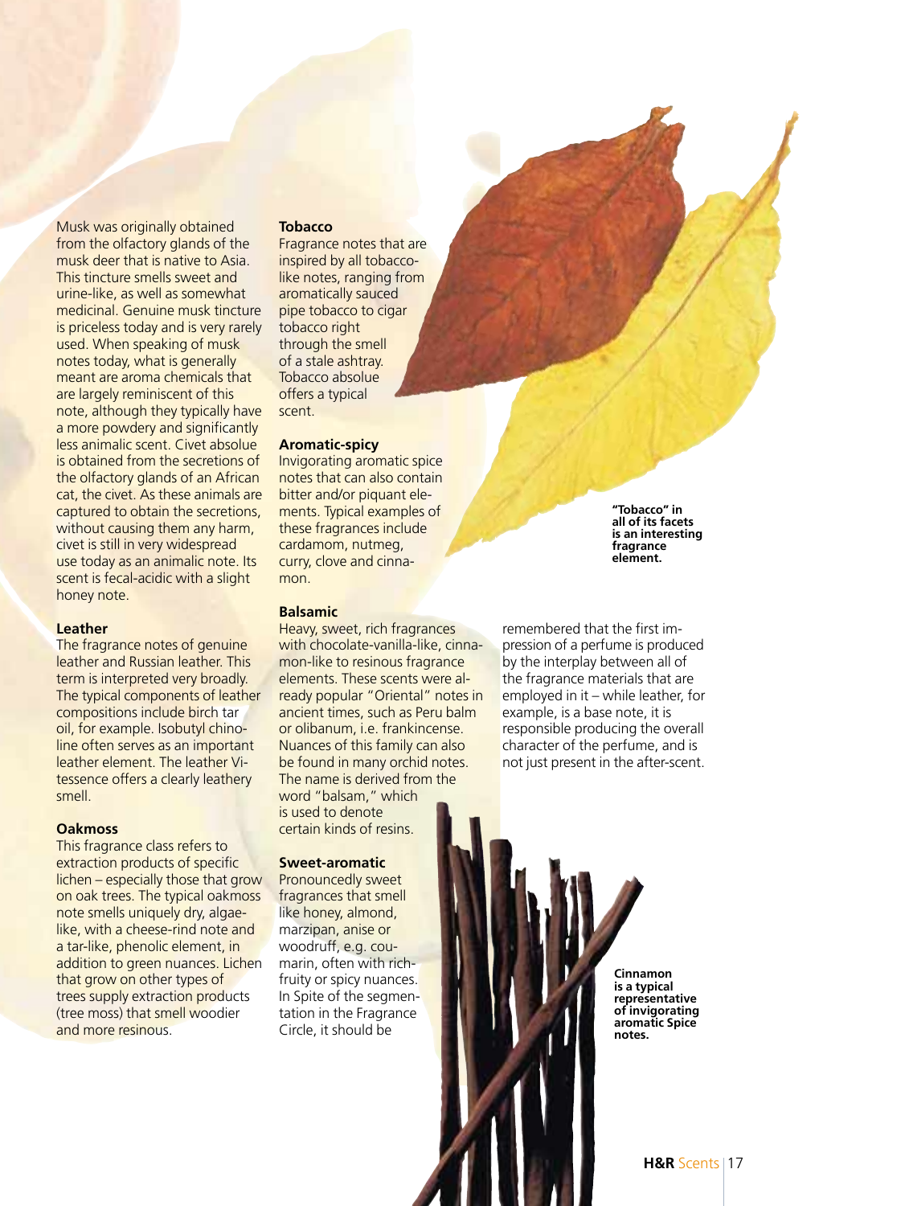Musk was originally obtained from the olfactory glands of the musk deer that is native to Asia. This tincture smells sweet and urine-like, as well as somewhat medicinal. Genuine musk tincture is priceless today and is very rarely used. When speaking of musk notes today, what is generally meant are aroma chemicals that are largely reminiscent of this note, although they typically have a more powdery and significantly less animalic scent. Civet absolue is obtained from the secretions of the olfactory glands of an African cat, the civet. As these animals are captured to obtain the secretions, without causing them any harm, civet is still in very widespread use today as an animalic note. Its scent is fecal-acidic with a slight honey note.

**Leather**

The fragrance notes of genuine leather and Russian leather. This term is interpreted very broadly. The typical components of leather compositions include birch tar oil, for example. Isobutyl chinoline often serves as an important leather element. The leather Vitessence offers a clearly leathery smell.

**Oakmoss**

This fragrance class refers to extraction products of specific lichen – especially those that grow on oak trees. The typical oakmoss note smells uniquely dry, algae-like, with a cheese-rind note and a tar-like, phenolic element, in addition to green nuances. Lichen that grow on other types of trees supply extraction products (tree moss) that smell woodier and more resinous.

**Tobacco**

Fragrance notes that are inspired by all tobacco-like notes, ranging from aromatically sauced pipe tobacco to cigar tobacco right through the smell of a stale ashtray. Tobacco absolue offers a typical scent.

**Aromatic-spicy**

Invigorating aromatic spice notes that can also contain bitter and/or piquant elements. Typical examples of these fragrances include cardamom, nutmeg, curry, clove and cinnamon.

**Balsamic**

Heavy, sweet, rich fragrances with chocolate-vanilla-like, cinnamon-like to resinous fragrance elements. These scents were already popular "Oriental" notes in ancient times, such as Peru balm or olibanum, i.e. frankincense. Nuances of this family can also be found in many orchid notes. The name is derived from the word "balsam," which is used to denote certain kinds of resins.

**Sweet-aromatic**

Pronouncedly sweet fragrances that smell like honey, almond, marzipan, anise or woodruff, e.g. coumarin, often with rich-fruity or spicy nuances. In Spite of the segmentation in the Fragrance Circle, it should be remembered that the first impression of a perfume is produced by the interplay between all of the fragrance materials that are employed in it – while leather, for example, is a base note, it is responsible producing the overall character of the perfume, and is not just present in the after-scent.

**"Tobacco" in all of its facets is an interesting fragrance element.**

**Cinnamon is a typical representative of invigorating aromatic Spice notes.**